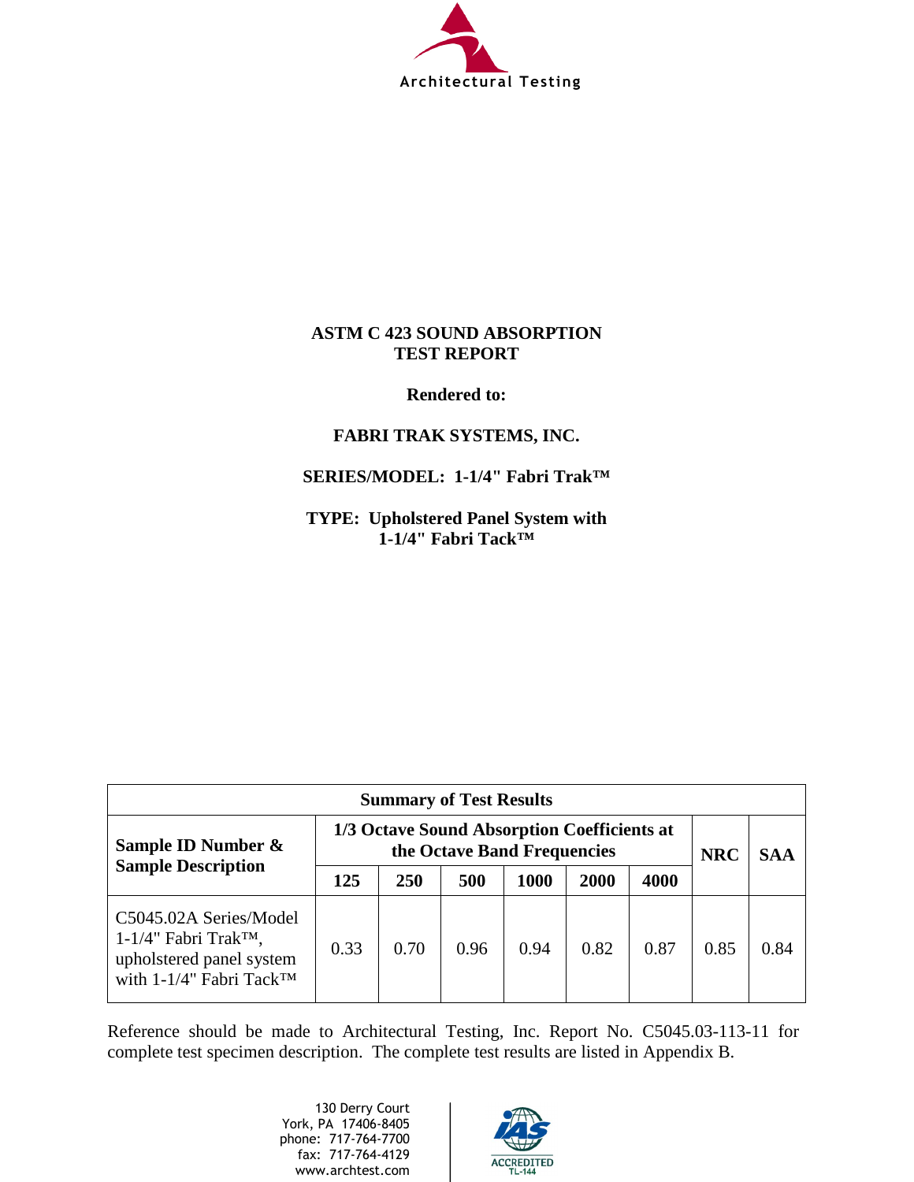Architectural Testing

**ASTM C 423 SOUND ABSORPTION TEST REPORT**

**Rendered to:**

**FABRI TRAK SYSTEMS, INC.**

**SERIES/MODEL: 1-1/4" Fabri Trak™**

**TYPE: Upholstered Panel System with 1-1/4" Fabri Tack™**

| Summary of Test Results | | | | | | | | |
|---|---|---|---|---|---|---|---|---|
| **Sample ID Number & Sample Description** | **1/3 Octave Sound Absorption Coefficients at the Octave Band Frequencies** | | | | | | **NRC** | **SAA** |
| | **125** | **250** | **500** | **1000** | **2000** | **4000** | | |
| C5045.02A Series/Model 1-1/4" Fabri Trak™, upholstered panel system with 1-1/4" Fabri Tack™ | 0.33 | 0.70 | 0.96 | 0.94 | 0.82 | 0.87 | 0.85 | 0.84 |

Reference should be made to Architectural Testing, Inc. Report No. C5045.03-113-11 for complete test specimen description. The complete test results are listed in Appendix B.

130 Derry Court
York, PA 17406-8405
phone: 717-764-7700
fax: 717-764-4129
www.archtest.com

IAS ACCREDITED TL-144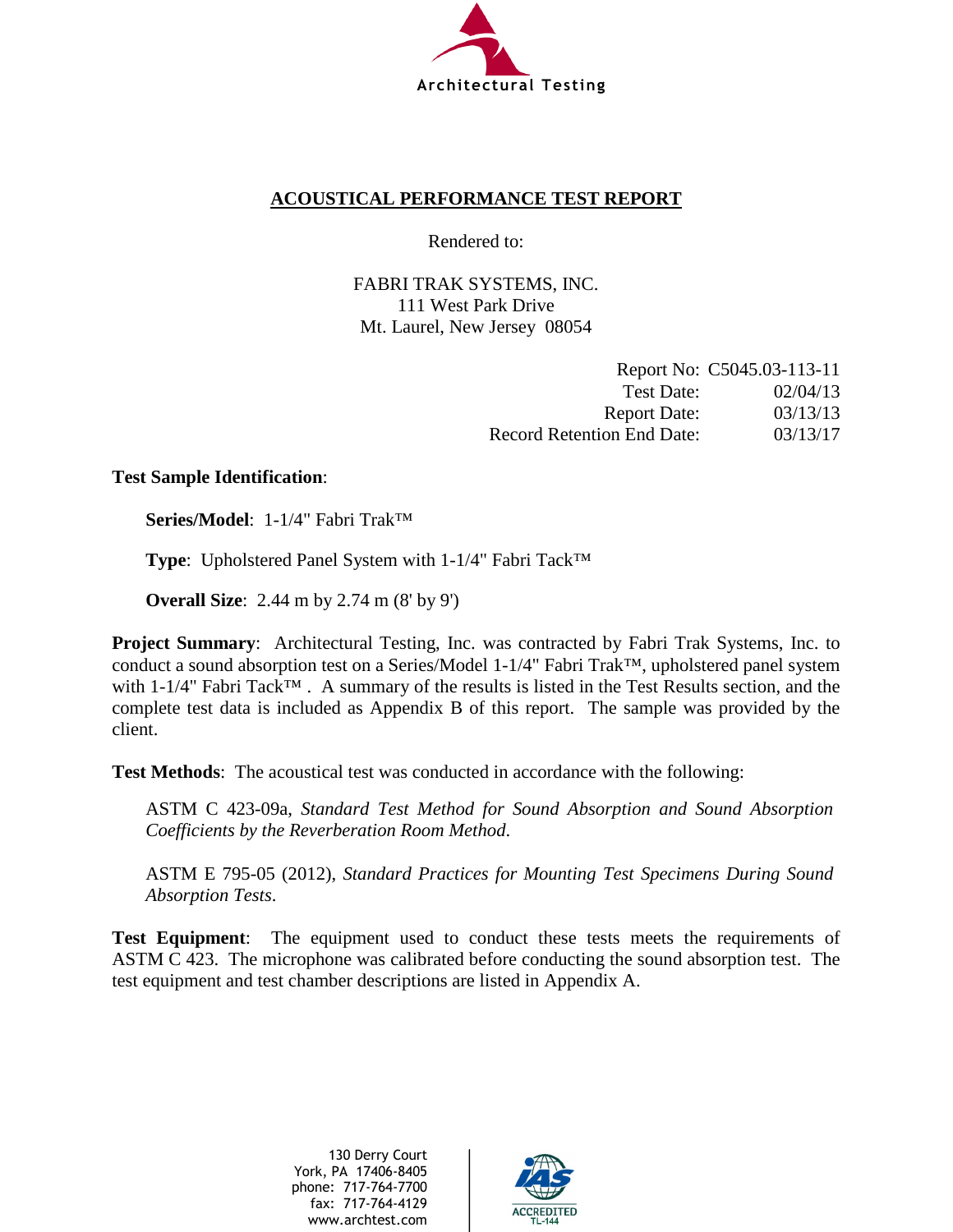Architectural Testing

# ACOUSTICAL PERFORMANCE TEST REPORT

Rendered to:

FABRI TRAK SYSTEMS, INC.
111 West Park Drive
Mt. Laurel, New Jersey 08054

| | |
|---|---|
| Report No: | C5045.03-113-11 |
| Test Date: | 02/04/13 |
| Report Date: | 03/13/13 |
| Record Retention End Date: | 03/13/17 |

**Test Sample Identification**:

**Series/Model**: 1-1/4" Fabri Trak™

**Type**: Upholstered Panel System with 1-1/4" Fabri Tack™

**Overall Size**: 2.44 m by 2.74 m (8' by 9')

**Project Summary**: Architectural Testing, Inc. was contracted by Fabri Trak Systems, Inc. to conduct a sound absorption test on a Series/Model 1-1/4" Fabri Trak™, upholstered panel system with 1-1/4" Fabri Tack™ . A summary of the results is listed in the Test Results section, and the complete test data is included as Appendix B of this report. The sample was provided by the client.

**Test Methods**: The acoustical test was conducted in accordance with the following:

ASTM C 423-09a, *Standard Test Method for Sound Absorption and Sound Absorption Coefficients by the Reverberation Room Method*.

ASTM E 795-05 (2012), *Standard Practices for Mounting Test Specimens During Sound Absorption Tests*.

**Test Equipment**: The equipment used to conduct these tests meets the requirements of ASTM C 423. The microphone was calibrated before conducting the sound absorption test. The test equipment and test chamber descriptions are listed in Appendix A.

130 Derry Court
York, PA 17406-8405
phone: 717-764-7700
fax: 717-764-4129
www.archtest.com

IAS ACCREDITED TL-144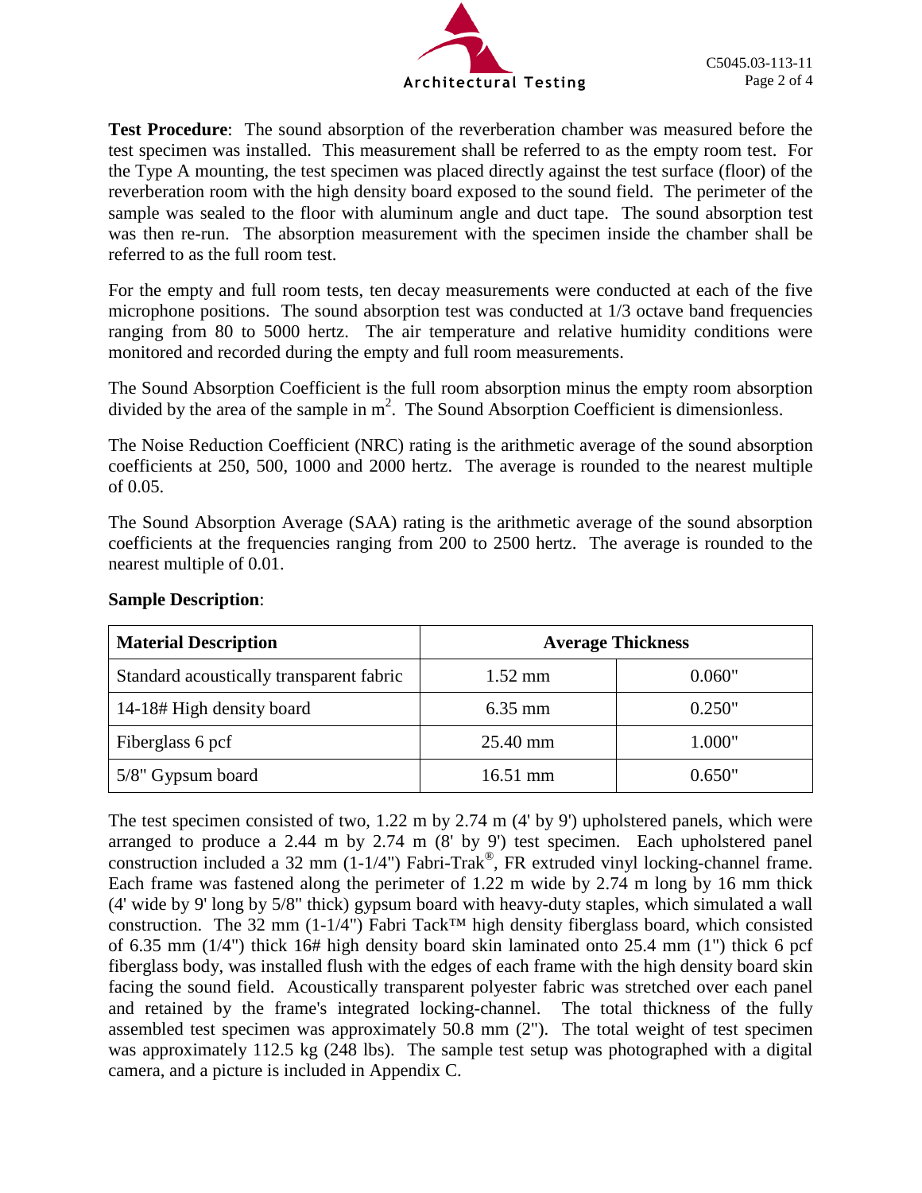**Test Procedure**: The sound absorption of the reverberation chamber was measured before the test specimen was installed. This measurement shall be referred to as the empty room test. For the Type A mounting, the test specimen was placed directly against the test surface (floor) of the reverberation room with the high density board exposed to the sound field. The perimeter of the sample was sealed to the floor with aluminum angle and duct tape. The sound absorption test was then re-run. The absorption measurement with the specimen inside the chamber shall be referred to as the full room test.

For the empty and full room tests, ten decay measurements were conducted at each of the five microphone positions. The sound absorption test was conducted at 1/3 octave band frequencies ranging from 80 to 5000 hertz. The air temperature and relative humidity conditions were monitored and recorded during the empty and full room measurements.

The Sound Absorption Coefficient is the full room absorption minus the empty room absorption divided by the area of the sample in $m^2$. The Sound Absorption Coefficient is dimensionless.

The Noise Reduction Coefficient (NRC) rating is the arithmetic average of the sound absorption coefficients at 250, 500, 1000 and 2000 hertz. The average is rounded to the nearest multiple of 0.05.

The Sound Absorption Average (SAA) rating is the arithmetic average of the sound absorption coefficients at the frequencies ranging from 200 to 2500 hertz. The average is rounded to the nearest multiple of 0.01.

**Sample Description**:

| Material Description | Average Thickness | |
|---|---|---|
| Standard acoustically transparent fabric | 1.52 mm | 0.060" |
| 14-18# High density board | 6.35 mm | 0.250" |
| Fiberglass 6 pcf | 25.40 mm | 1.000" |
| 5/8" Gypsum board | 16.51 mm | 0.650" |

The test specimen consisted of two, 1.22 m by 2.74 m (4' by 9') upholstered panels, which were arranged to produce a 2.44 m by 2.74 m (8' by 9') test specimen. Each upholstered panel construction included a 32 mm (1-1/4") Fabri-Trak®, FR extruded vinyl locking-channel frame. Each frame was fastened along the perimeter of 1.22 m wide by 2.74 m long by 16 mm thick (4' wide by 9' long by 5/8" thick) gypsum board with heavy-duty staples, which simulated a wall construction. The 32 mm (1-1/4") Fabri Tack™ high density fiberglass board, which consisted of 6.35 mm (1/4") thick 16# high density board skin laminated onto 25.4 mm (1") thick 6 pcf fiberglass body, was installed flush with the edges of each frame with the high density board skin facing the sound field. Acoustically transparent polyester fabric was stretched over each panel and retained by the frame's integrated locking-channel. The total thickness of the fully assembled test specimen was approximately 50.8 mm (2"). The total weight of test specimen was approximately 112.5 kg (248 lbs). The sample test setup was photographed with a digital camera, and a picture is included in Appendix C.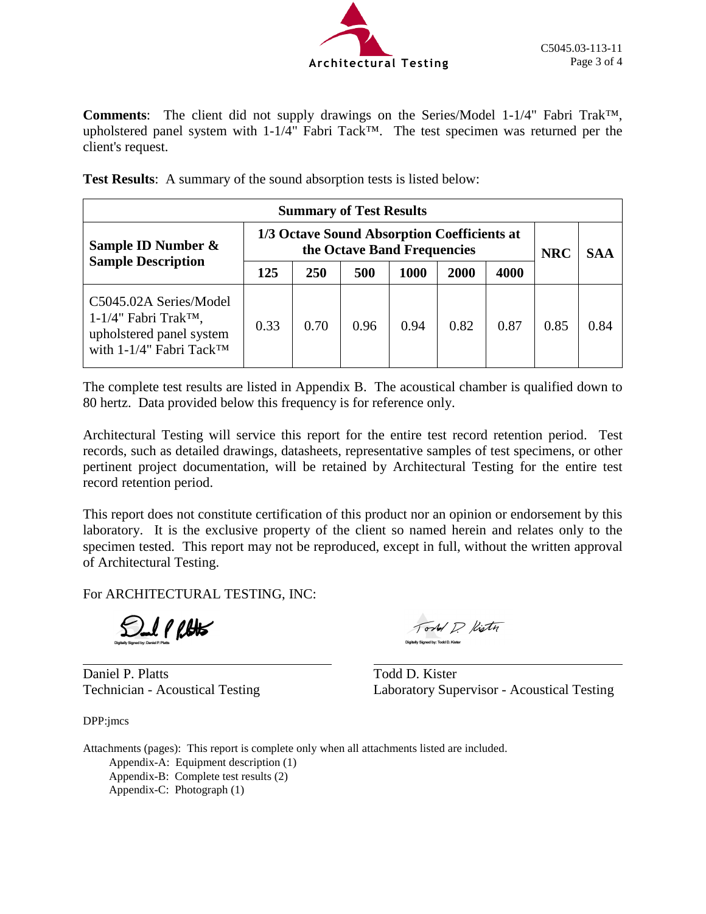**Comments**: The client did not supply drawings on the Series/Model 1-1/4" Fabri Trak™, upholstered panel system with 1-1/4" Fabri Tack™. The test specimen was returned per the client's request.

**Test Results**: A summary of the sound absorption tests is listed below:

| **Summary of Test Results** | | | | | | | | |
|---|---|---|---|---|---|---|---|---|
| **Sample ID Number & Sample Description** | **1/3 Octave Sound Absorption Coefficients at the Octave Band Frequencies** | | | | | | **NRC** | **SAA** |
| | **125** | **250** | **500** | **1000** | **2000** | **4000** | | |
| C5045.02A Series/Model 1-1/4" Fabri Trak™, upholstered panel system with 1-1/4" Fabri Tack™ | 0.33 | 0.70 | 0.96 | 0.94 | 0.82 | 0.87 | 0.85 | 0.84 |

The complete test results are listed in Appendix B. The acoustical chamber is qualified down to 80 hertz. Data provided below this frequency is for reference only.

Architectural Testing will service this report for the entire test record retention period. Test records, such as detailed drawings, datasheets, representative samples of test specimens, or other pertinent project documentation, will be retained by Architectural Testing for the entire test record retention period.

This report does not constitute certification of this product nor an opinion or endorsement by this laboratory. It is the exclusive property of the client so named herein and relates only to the specimen tested. This report may not be reproduced, except in full, without the written approval of Architectural Testing.

For ARCHITECTURAL TESTING, INC:

Digitally Signed by: Daniel P. Platts

Daniel P. Platts
Technician - Acoustical Testing

Digitally Signed by: Todd D. Kister

Todd D. Kister
Laboratory Supervisor - Acoustical Testing

DPP:jmcs

Attachments (pages): This report is complete only when all attachments listed are included.

- Appendix-A: Equipment description (1)
- Appendix-B: Complete test results (2)
- Appendix-C: Photograph (1)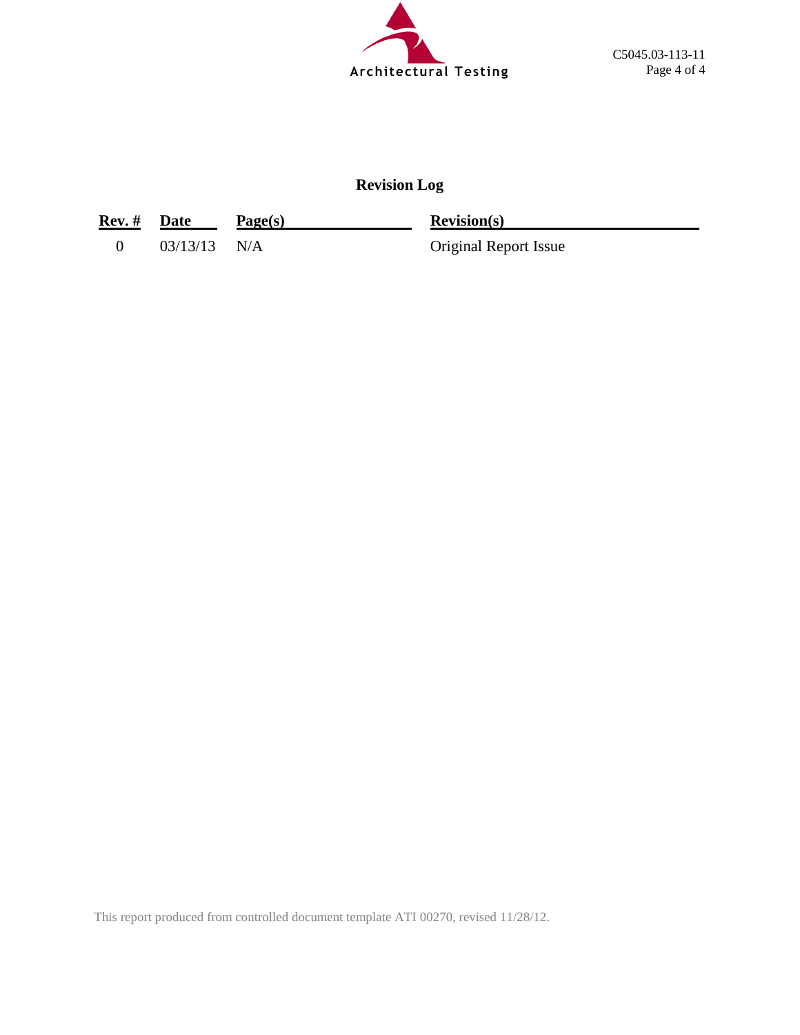# Revision Log

| Rev. # | Date | Page(s) | Revision(s) |
|---|---|---|---|
| 0 | 03/13/13 | N/A | Original Report Issue |

This report produced from controlled document template ATI 00270, revised 11/28/12.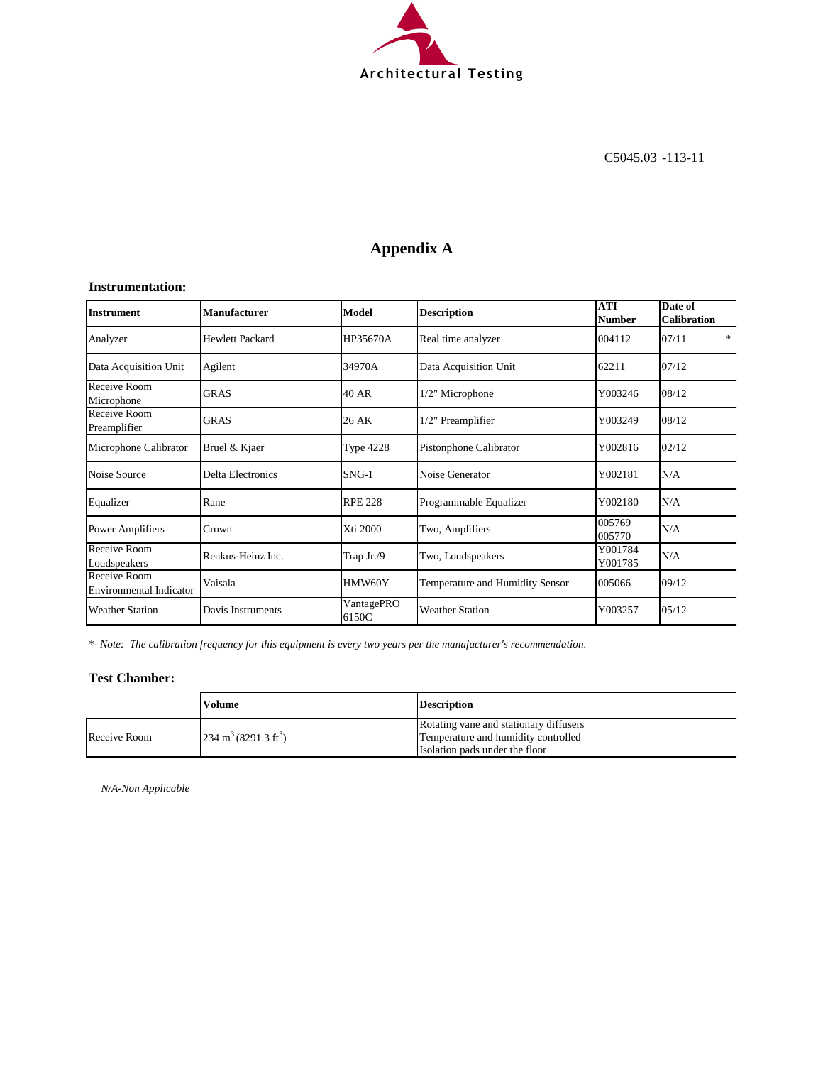C5045.03 -113-11

# Appendix A

### Instrumentation:

| Instrument | Manufacturer | Model | Description | ATI Number | Date of Calibration |
|---|---|---|---|---|---|
| Analyzer | Hewlett Packard | HP35670A | Real time analyzer | 004112 | 07/11 * |
| Data Acquisition Unit | Agilent | 34970A | Data Acquisition Unit | 62211 | 07/12 |
| Receive Room Microphone | GRAS | 40 AR | 1/2" Microphone | Y003246 | 08/12 |
| Receive Room Preamplifier | GRAS | 26 AK | 1/2" Preamplifier | Y003249 | 08/12 |
| Microphone Calibrator | Bruel & Kjaer | Type 4228 | Pistonphone Calibrator | Y002816 | 02/12 |
| Noise Source | Delta Electronics | SNG-1 | Noise Generator | Y002181 | N/A |
| Equalizer | Rane | RPE 228 | Programmable Equalizer | Y002180 | N/A |
| Power Amplifiers | Crown | Xti 2000 | Two, Amplifiers | 005769 005770 | N/A |
| Receive Room Loudspeakers | Renkus-Heinz Inc. | Trap Jr./9 | Two, Loudspeakers | Y001784 Y001785 | N/A |
| Receive Room Environmental Indicator | Vaisala | HMW60Y | Temperature and Humidity Sensor | 005066 | 09/12 |
| Weather Station | Davis Instruments | VantagePRO 6150C | Weather Station | Y003257 | 05/12 |

*\*- Note: The calibration frequency for this equipment is every two years per the manufacturer's recommendation.*

### Test Chamber:

| | Volume | Description |
|---|---|---|
| Receive Room | 234 $m^3$ (8291.3 $ft^3$) | Rotating vane and stationary diffusers<br>Temperature and humidity controlled<br>Isolation pads under the floor |

*N/A-Non Applicable*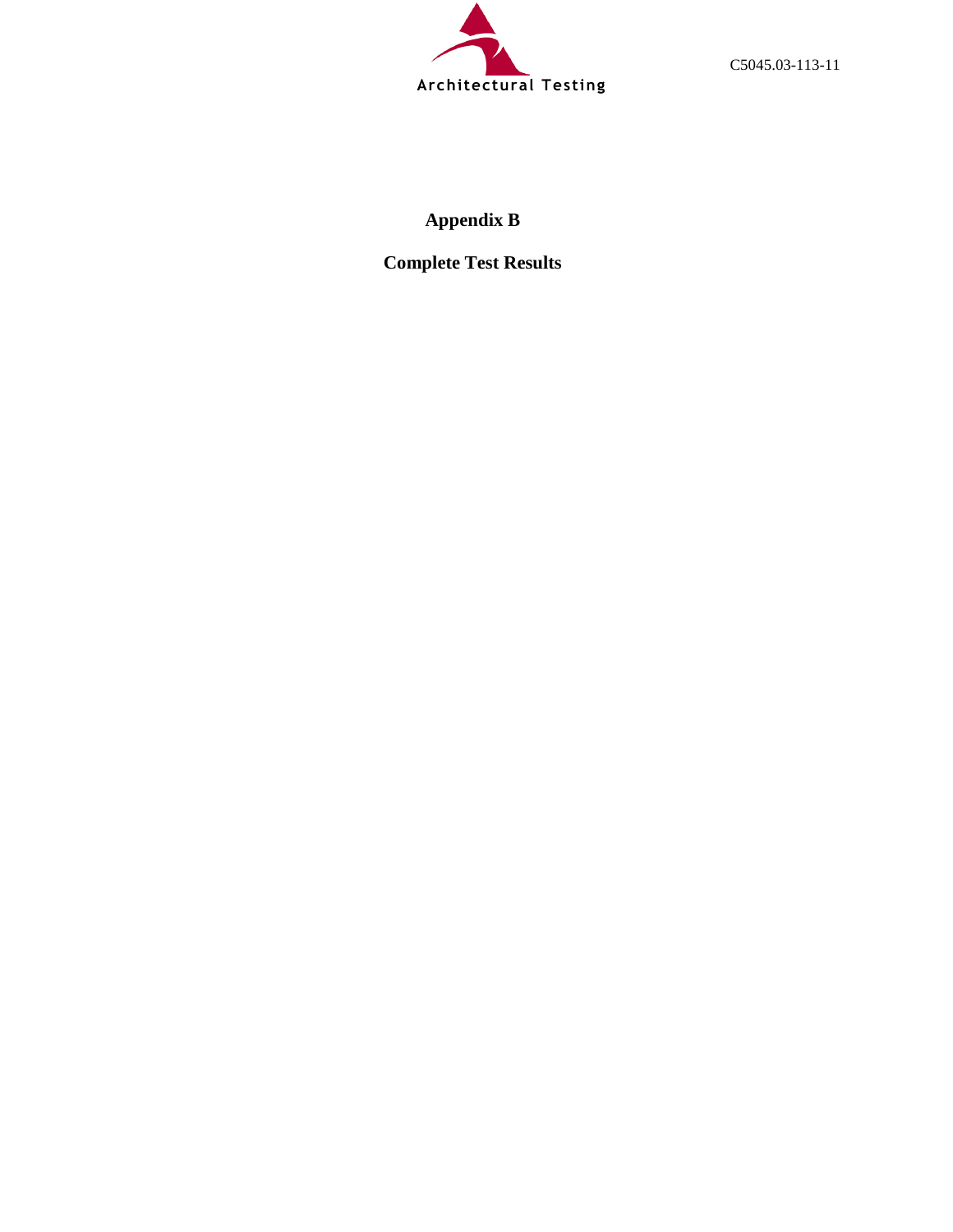# Appendix B

## Complete Test Results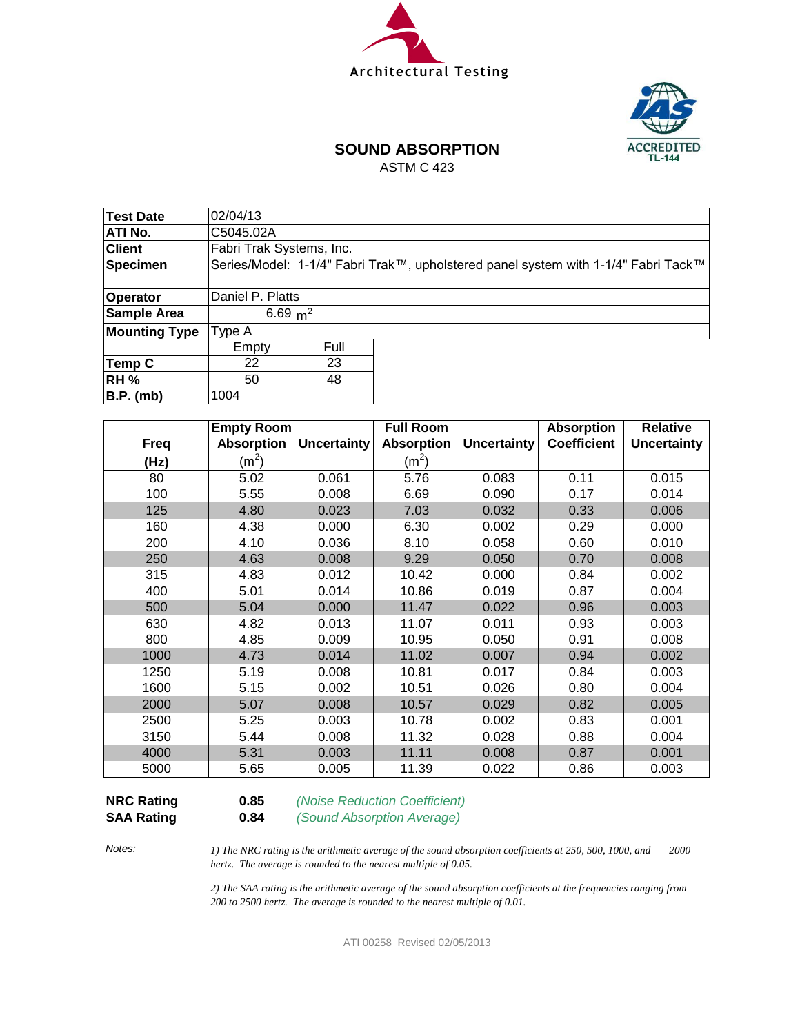Architectural Testing

ACCREDITED TL-144

# SOUND ABSORPTION

ASTM C 423

| | | |
|---|---|---|
| **Test Date** | 02/04/13 | |
| **ATI No.** | C5045.02A | |
| **Client** | Fabri Trak Systems, Inc. | |
| **Specimen** | Series/Model: 1-1/4" Fabri Trak™, upholstered panel system with 1-1/4" Fabri Tack™ | |
| **Operator** | Daniel P. Platts | |
| **Sample Area** | 6.69 $m^2$ | |
| **Mounting Type** | Type A | |
| | Empty | Full |
| **Temp C** | 22 | 23 |
| **RH %** | 50 | 48 |
| **B.P. (mb)** | 1004 | |

| Freq (Hz) | Empty Room Absorption ($m^2$) | Uncertainty | Full Room Absorption ($m^2$) | Uncertainty | Absorption Coefficient | Relative Uncertainty |
|---|---|---|---|---|---|---|
| 80 | 5.02 | 0.061 | 5.76 | 0.083 | 0.11 | 0.015 |
| 100 | 5.55 | 0.008 | 6.69 | 0.090 | 0.17 | 0.014 |
| 125 | 4.80 | 0.023 | 7.03 | 0.032 | 0.33 | 0.006 |
| 160 | 4.38 | 0.000 | 6.30 | 0.002 | 0.29 | 0.000 |
| 200 | 4.10 | 0.036 | 8.10 | 0.058 | 0.60 | 0.010 |
| 250 | 4.63 | 0.008 | 9.29 | 0.050 | 0.70 | 0.008 |
| 315 | 4.83 | 0.012 | 10.42 | 0.000 | 0.84 | 0.002 |
| 400 | 5.01 | 0.014 | 10.86 | 0.019 | 0.87 | 0.004 |
| 500 | 5.04 | 0.000 | 11.47 | 0.022 | 0.96 | 0.003 |
| 630 | 4.82 | 0.013 | 11.07 | 0.011 | 0.93 | 0.003 |
| 800 | 4.85 | 0.009 | 10.95 | 0.050 | 0.91 | 0.008 |
| 1000 | 4.73 | 0.014 | 11.02 | 0.007 | 0.94 | 0.002 |
| 1250 | 5.19 | 0.008 | 10.81 | 0.017 | 0.84 | 0.003 |
| 1600 | 5.15 | 0.002 | 10.51 | 0.026 | 0.80 | 0.004 |
| 2000 | 5.07 | 0.008 | 10.57 | 0.029 | 0.82 | 0.005 |
| 2500 | 5.25 | 0.003 | 10.78 | 0.002 | 0.83 | 0.001 |
| 3150 | 5.44 | 0.008 | 11.32 | 0.028 | 0.88 | 0.004 |
| 4000 | 5.31 | 0.003 | 11.11 | 0.008 | 0.87 | 0.001 |
| 5000 | 5.65 | 0.005 | 11.39 | 0.022 | 0.86 | 0.003 |

**NRC Rating** **0.85** *(Noise Reduction Coefficient)*

**SAA Rating** **0.84** *(Sound Absorption Average)*

*Notes:*

*1) The NRC rating is the arithmetic average of the sound absorption coefficients at 250, 500, 1000, and 2000 hertz. The average is rounded to the nearest multiple of 0.05.*

*2) The SAA rating is the arithmetic average of the sound absorption coefficients at the frequencies ranging from 200 to 2500 hertz. The average is rounded to the nearest multiple of 0.01.*

ATI 00258 Revised 02/05/2013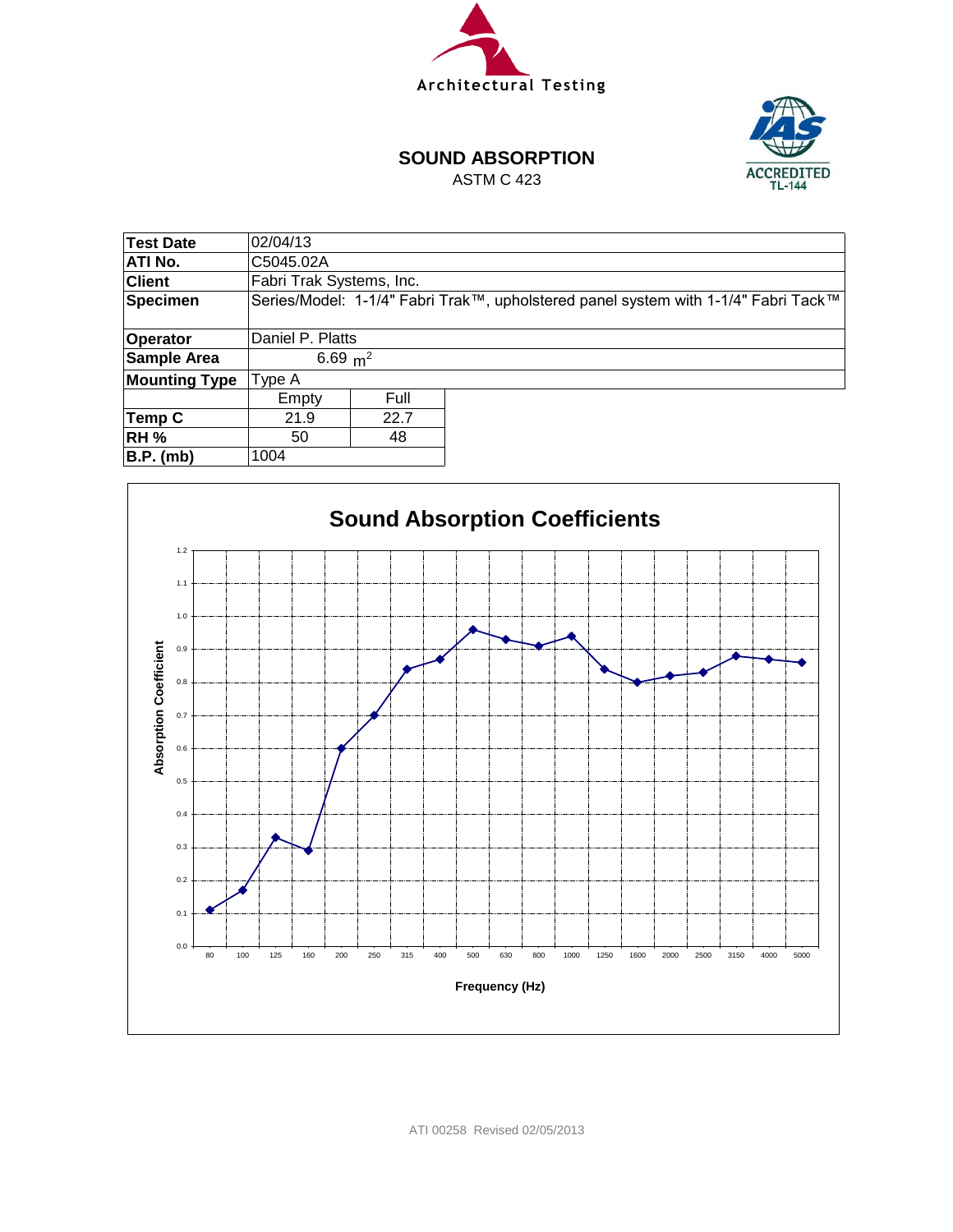Architectural Testing

# SOUND ABSORPTION

ASTM C 423

| Test Date | 02/04/13 | |
|---|---|---|
| ATI No. | C5045.02A | |
| Client | Fabri Trak Systems, Inc. | |
| Specimen | Series/Model: 1-1/4" Fabri Trak™, upholstered panel system with 1-1/4" Fabri Tack™ | |
| Operator | Daniel P. Platts | |
| Sample Area | 6.69 $m^2$ | |
| Mounting Type | Type A | |
| | Empty | Full |
| Temp C | 21.9 | 22.7 |
| RH % | 50 | 48 |
| B.P. (mb) | 1004 | |

## Sound Absorption Coefficients

Absorption Coefficient

Frequency (Hz)

ATI 00258 Revised 02/05/2013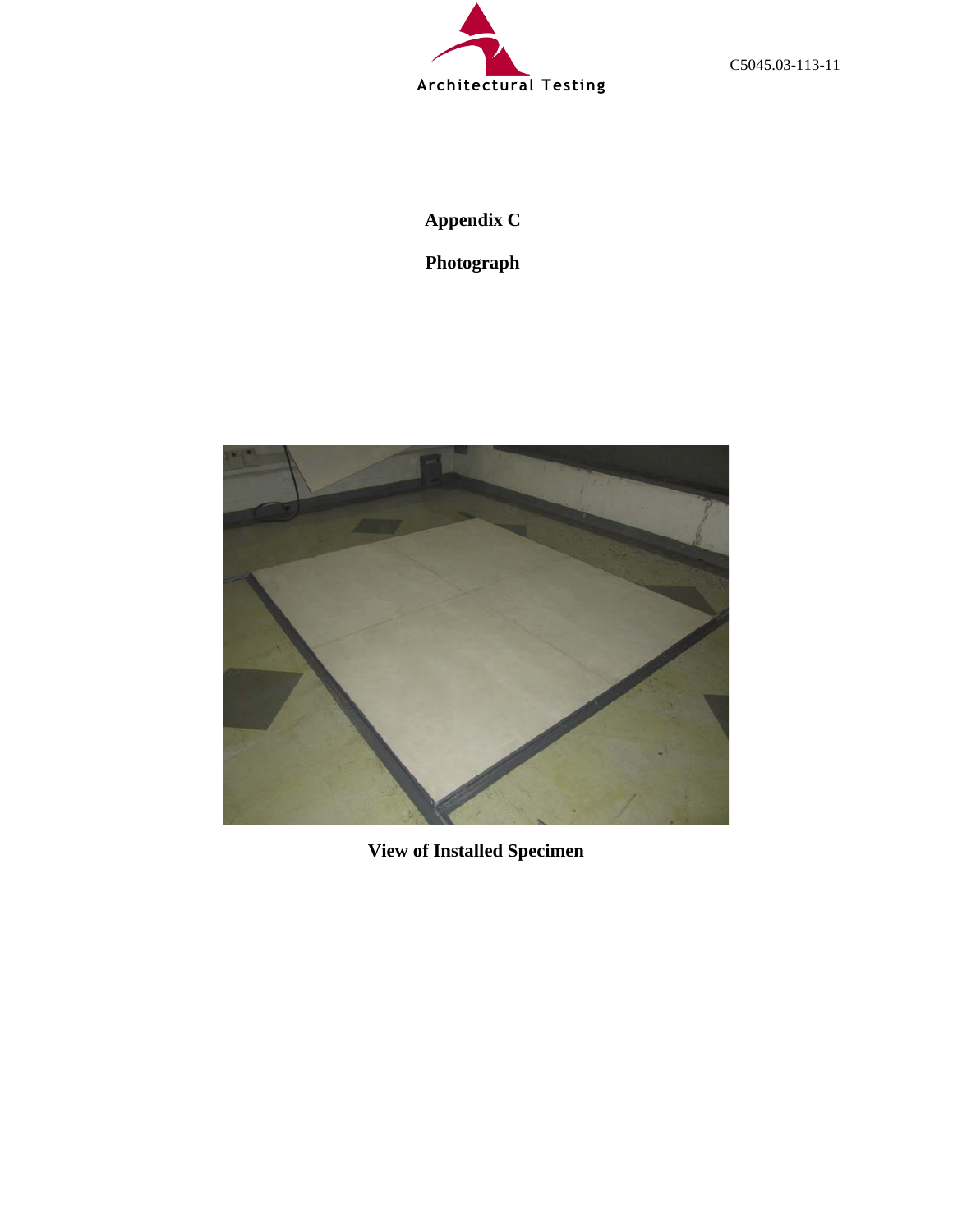# Appendix C

## Photograph

View of Installed Specimen